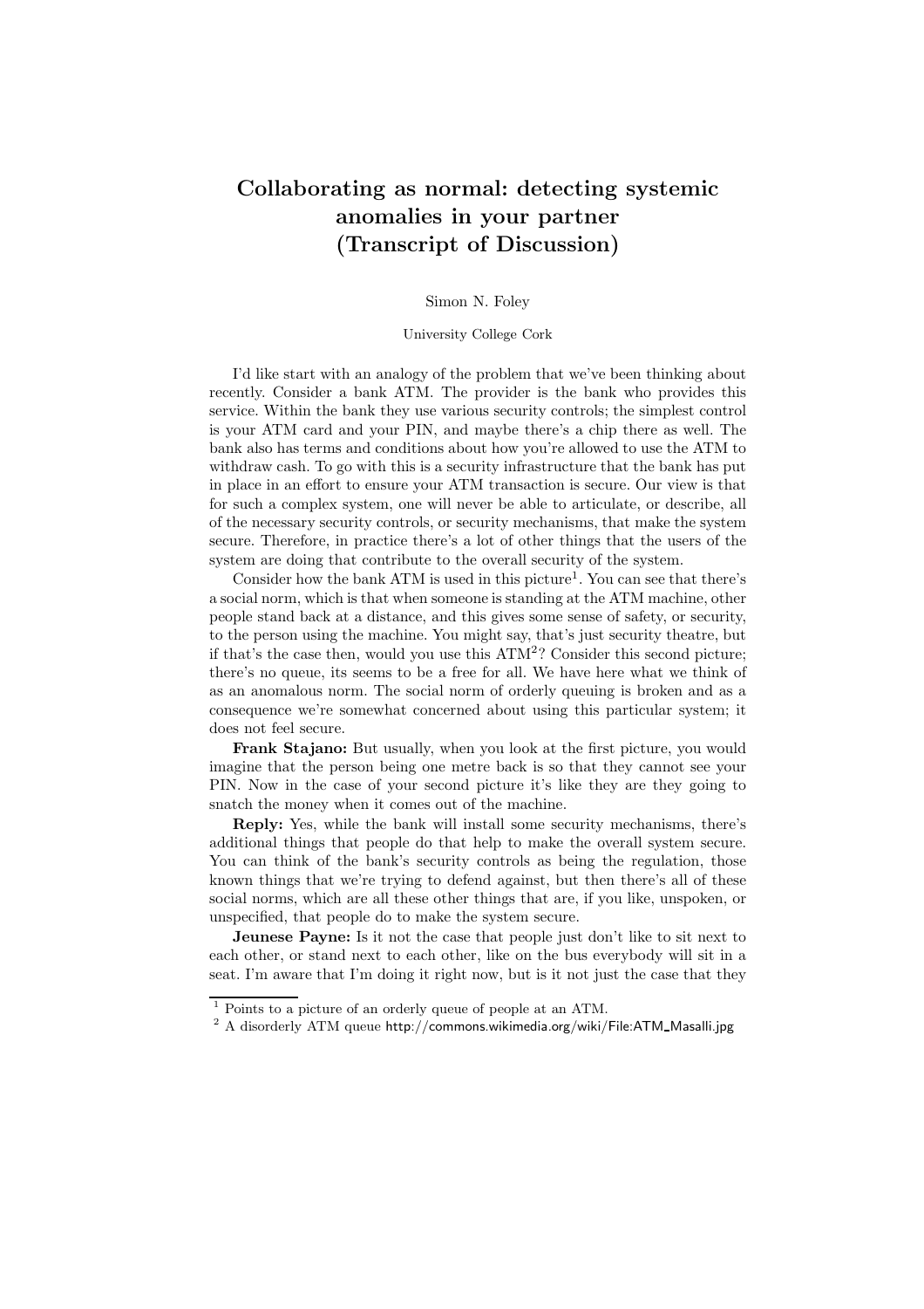# Collaborating as normal: detecting systemic anomalies in your partner (Transcript of Discussion)

Simon N. Foley

University College Cork

I'd like start with an analogy of the problem that we've been thinking about recently. Consider a bank ATM. The provider is the bank who provides this service. Within the bank they use various security controls; the simplest control is your ATM card and your PIN, and maybe there's a chip there as well. The bank also has terms and conditions about how you're allowed to use the ATM to withdraw cash. To go with this is a security infrastructure that the bank has put in place in an effort to ensure your ATM transaction is secure. Our view is that for such a complex system, one will never be able to articulate, or describe, all of the necessary security controls, or security mechanisms, that make the system secure. Therefore, in practice there's a lot of other things that the users of the system are doing that contribute to the overall security of the system.

Consider how the bank ATM is used in this picture[1]. You can see that there's a social norm, which is that when someone is standing at the ATM machine, other people stand back at a distance, and this gives some sense of safety, or security, to the person using the machine. You might say, that's just security theatre, but if that's the case then, would you use this ATM[2]? Consider this second picture; there's no queue, its seems to be a free for all. We have here what we think of as an anomalous norm. The social norm of orderly queuing is broken and as a consequence we're somewhat concerned about using this particular system; it does not feel secure.

**Frank Stajano:** But usually, when you look at the first picture, you would imagine that the person being one metre back is so that they cannot see your PIN. Now in the case of your second picture it's like they are they going to snatch the money when it comes out of the machine.

**Reply:** Yes, while the bank will install some security mechanisms, there's additional things that people do that help to make the overall system secure. You can think of the bank's security controls as being the regulation, those known things that we're trying to defend against, but then there's all of these social norms, which are all these other things that are, if you like, unspoken, or unspecified, that people do to make the system secure.

**Jeunese Payne:** Is it not the case that people just don't like to sit next to each other, or stand next to each other, like on the bus everybody will sit in a seat. I'm aware that I'm doing it right now, but is it not just the case that they

[1] Points to a picture of an orderly queue of people at an ATM.

[2] A disorderly ATM queue http://commons.wikimedia.org/wiki/File:ATM_Masalli.jpg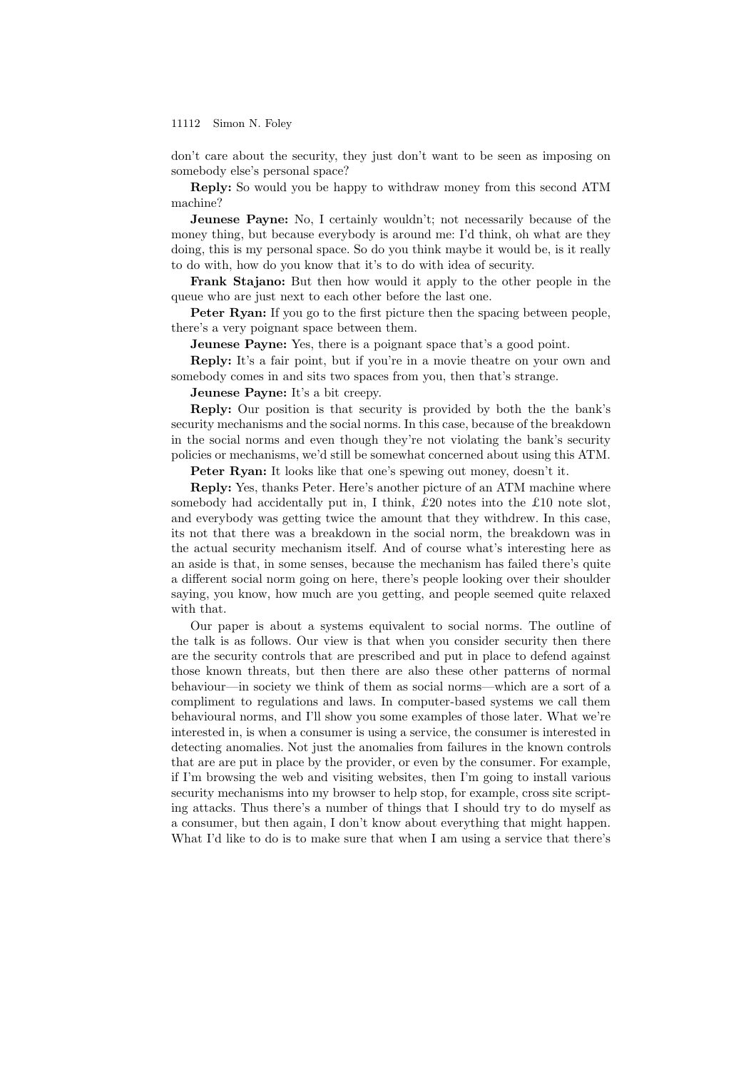don't care about the security, they just don't want to be seen as imposing on somebody else's personal space?

**Reply:** So would you be happy to withdraw money from this second ATM machine?

**Jeunese Payne:** No, I certainly wouldn't; not necessarily because of the money thing, but because everybody is around me: I'd think, oh what are they doing, this is my personal space. So do you think maybe it would be, is it really to do with, how do you know that it's to do with idea of security.

**Frank Stajano:** But then how would it apply to the other people in the queue who are just next to each other before the last one.

**Peter Ryan:** If you go to the first picture then the spacing between people, there's a very poignant space between them.

**Jeunese Payne:** Yes, there is a poignant space that's a good point.

**Reply:** It's a fair point, but if you're in a movie theatre on your own and somebody comes in and sits two spaces from you, then that's strange.

**Jeunese Payne:** It's a bit creepy.

**Reply:** Our position is that security is provided by both the the bank's security mechanisms and the social norms. In this case, because of the breakdown in the social norms and even though they're not violating the bank's security policies or mechanisms, we'd still be somewhat concerned about using this ATM.

**Peter Ryan:** It looks like that one's spewing out money, doesn't it.

**Reply:** Yes, thanks Peter. Here's another picture of an ATM machine where somebody had accidentally put in, I think, £20 notes into the £10 note slot, and everybody was getting twice the amount that they withdrew. In this case, its not that there was a breakdown in the social norm, the breakdown was in the actual security mechanism itself. And of course what's interesting here as an aside is that, in some senses, because the mechanism has failed there's quite a different social norm going on here, there's people looking over their shoulder saying, you know, how much are you getting, and people seemed quite relaxed with that.

Our paper is about a systems equivalent to social norms. The outline of the talk is as follows. Our view is that when you consider security then there are the security controls that are prescribed and put in place to defend against those known threats, but then there are also these other patterns of normal behaviour—in society we think of them as social norms—which are a sort of a compliment to regulations and laws. In computer-based systems we call them behavioural norms, and I'll show you some examples of those later. What we're interested in, is when a consumer is using a service, the consumer is interested in detecting anomalies. Not just the anomalies from failures in the known controls that are are put in place by the provider, or even by the consumer. For example, if I'm browsing the web and visiting websites, then I'm going to install various security mechanisms into my browser to help stop, for example, cross site scripting attacks. Thus there's a number of things that I should try to do myself as a consumer, but then again, I don't know about everything that might happen. What I'd like to do is to make sure that when I am using a service that there's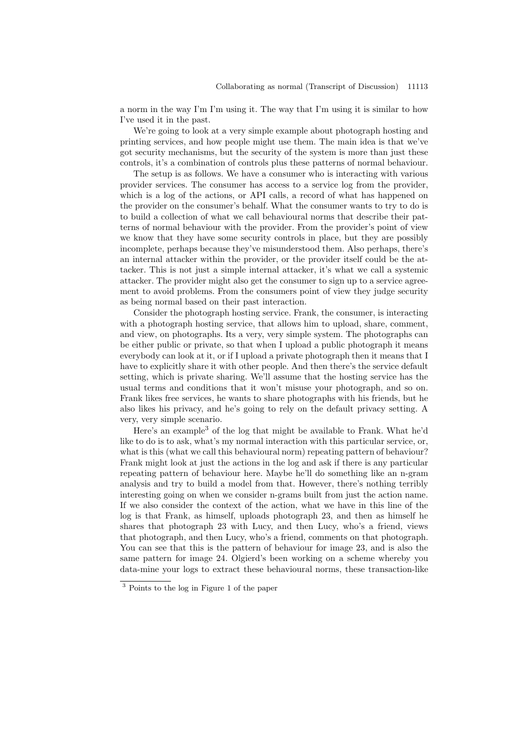a norm in the way I'm I'm using it. The way that I'm using it is similar to how I've used it in the past.

We're going to look at a very simple example about photograph hosting and printing services, and how people might use them. The main idea is that we've got security mechanisms, but the security of the system is more than just these controls, it's a combination of controls plus these patterns of normal behaviour.

The setup is as follows. We have a consumer who is interacting with various provider services. The consumer has access to a service log from the provider, which is a log of the actions, or API calls, a record of what has happened on the provider on the consumer's behalf. What the consumer wants to try to do is to build a collection of what we call behavioural norms that describe their patterns of normal behaviour with the provider. From the provider's point of view we know that they have some security controls in place, but they are possibly incomplete, perhaps because they've misunderstood them. Also perhaps, there's an internal attacker within the provider, or the provider itself could be the attacker. This is not just a simple internal attacker, it's what we call a systemic attacker. The provider might also get the consumer to sign up to a service agreement to avoid problems. From the consumers point of view they judge security as being normal based on their past interaction.

Consider the photograph hosting service. Frank, the consumer, is interacting with a photograph hosting service, that allows him to upload, share, comment, and view, on photographs. Its a very, very simple system. The photographs can be either public or private, so that when I upload a public photograph it means everybody can look at it, or if I upload a private photograph then it means that I have to explicitly share it with other people. And then there's the service default setting, which is private sharing. We'll assume that the hosting service has the usual terms and conditions that it won't misuse your photograph, and so on. Frank likes free services, he wants to share photographs with his friends, but he also likes his privacy, and he's going to rely on the default privacy setting. A very, very simple scenario.

Here's an example[3] of the log that might be available to Frank. What he'd like to do is to ask, what's my normal interaction with this particular service, or, what is this (what we call this behavioural norm) repeating pattern of behaviour? Frank might look at just the actions in the log and ask if there is any particular repeating pattern of behaviour here. Maybe he'll do something like an n-gram analysis and try to build a model from that. However, there's nothing terribly interesting going on when we consider n-grams built from just the action name. If we also consider the context of the action, what we have in this line of the log is that Frank, as himself, uploads photograph 23, and then as himself he shares that photograph 23 with Lucy, and then Lucy, who's a friend, views that photograph, and then Lucy, who's a friend, comments on that photograph. You can see that this is the pattern of behaviour for image 23, and is also the same pattern for image 24. Olgierd's been working on a scheme whereby you data-mine your logs to extract these behavioural norms, these transaction-like

[3] Points to the log in Figure 1 of the paper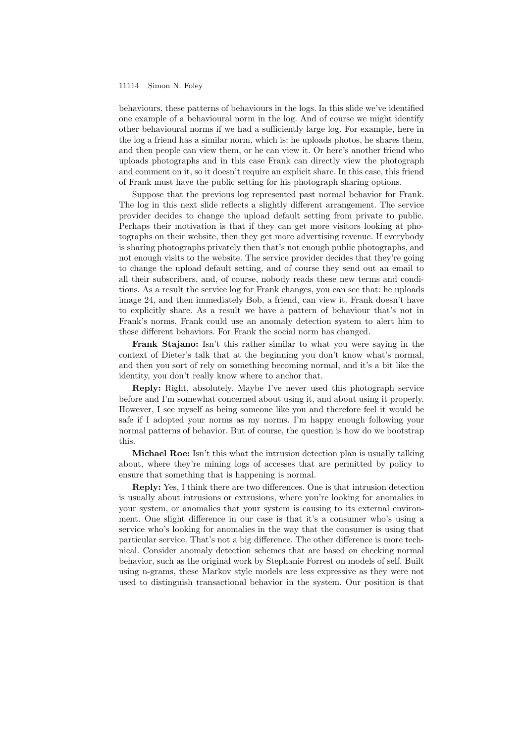behaviours, these patterns of behaviours in the logs. In this slide we've identified one example of a behavioural norm in the log. And of course we might identify other behavioural norms if we had a sufficiently large log. For example, here in the log a friend has a similar norm, which is: he uploads photos, he shares them, and then people can view them, or he can view it. Or here's another friend who uploads photographs and in this case Frank can directly view the photograph and comment on it, so it doesn't require an explicit share. In this case, this friend of Frank must have the public setting for his photograph sharing options.

Suppose that the previous log represented past normal behavior for Frank. The log in this next slide reflects a slightly different arrangement. The service provider decides to change the upload default setting from private to public. Perhaps their motivation is that if they can get more visitors looking at photographs on their website, then they get more advertising revenue. If everybody is sharing photographs privately then that's not enough public photographs, and not enough visits to the website. The service provider decides that they're going to change the upload default setting, and of course they send out an email to all their subscribers, and, of course, nobody reads these new terms and conditions. As a result the service log for Frank changes, you can see that: he uploads image 24, and then immediately Bob, a friend, can view it. Frank doesn't have to explicitly share. As a result we have a pattern of behaviour that's not in Frank's norms. Frank could use an anomaly detection system to alert him to these different behaviors. For Frank the social norm has changed.

**Frank Stajano:** Isn't this rather similar to what you were saying in the context of Dieter's talk that at the beginning you don't know what's normal, and then you sort of rely on something becoming normal, and it's a bit like the identity, you don't really know where to anchor that.

**Reply:** Right, absolutely. Maybe I've never used this photograph service before and I'm somewhat concerned about using it, and about using it properly. However, I see myself as being someone like you and therefore feel it would be safe if I adopted your norms as my norms. I'm happy enough following your normal patterns of behavior. But of course, the question is how do we bootstrap this.

**Michael Roe:** Isn't this what the intrusion detection plan is usually talking about, where they're mining logs of accesses that are permitted by policy to ensure that something that is happening is normal.

**Reply:** Yes, I think there are two differences. One is that intrusion detection is usually about intrusions or extrusions, where you're looking for anomalies in your system, or anomalies that your system is causing to its external environment. One slight difference in our case is that it's a consumer who's using a service who's looking for anomalies in the way that the consumer is using that particular service. That's not a big difference. The other difference is more technical. Consider anomaly detection schemes that are based on checking normal behavior, such as the original work by Stephanie Forrest on models of self. Built using n-grams, these Markov style models are less expressive as they were not used to distinguish transactional behavior in the system. Our position is that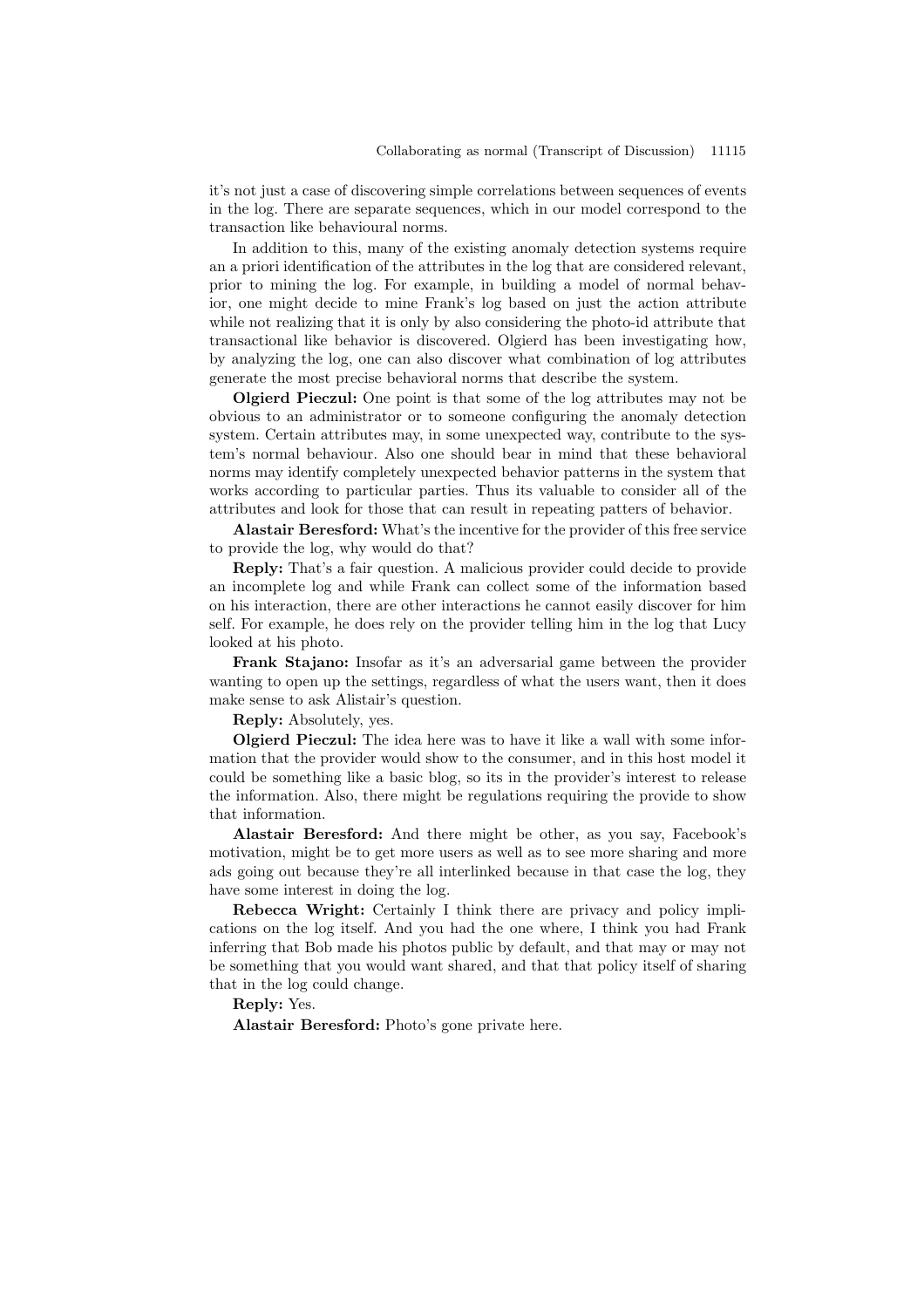it's not just a case of discovering simple correlations between sequences of events in the log. There are separate sequences, which in our model correspond to the transaction like behavioural norms.

In addition to this, many of the existing anomaly detection systems require an a priori identification of the attributes in the log that are considered relevant, prior to mining the log. For example, in building a model of normal behavior, one might decide to mine Frank's log based on just the action attribute while not realizing that it is only by also considering the photo-id attribute that transactional like behavior is discovered. Olgierd has been investigating how, by analyzing the log, one can also discover what combination of log attributes generate the most precise behavioral norms that describe the system.

**Olgierd Pieczul:** One point is that some of the log attributes may not be obvious to an administrator or to someone configuring the anomaly detection system. Certain attributes may, in some unexpected way, contribute to the system's normal behaviour. Also one should bear in mind that these behavioral norms may identify completely unexpected behavior patterns in the system that works according to particular parties. Thus its valuable to consider all of the attributes and look for those that can result in repeating patters of behavior.

**Alastair Beresford:** What's the incentive for the provider of this free service to provide the log, why would do that?

**Reply:** That's a fair question. A malicious provider could decide to provide an incomplete log and while Frank can collect some of the information based on his interaction, there are other interactions he cannot easily discover for him self. For example, he does rely on the provider telling him in the log that Lucy looked at his photo.

**Frank Stajano:** Insofar as it's an adversarial game between the provider wanting to open up the settings, regardless of what the users want, then it does make sense to ask Alistair's question.

**Reply:** Absolutely, yes.

**Olgierd Pieczul:** The idea here was to have it like a wall with some information that the provider would show to the consumer, and in this host model it could be something like a basic blog, so its in the provider's interest to release the information. Also, there might be regulations requiring the provide to show that information.

**Alastair Beresford:** And there might be other, as you say, Facebook's motivation, might be to get more users as well as to see more sharing and more ads going out because they're all interlinked because in that case the log, they have some interest in doing the log.

**Rebecca Wright:** Certainly I think there are privacy and policy implications on the log itself. And you had the one where, I think you had Frank inferring that Bob made his photos public by default, and that may or may not be something that you would want shared, and that that policy itself of sharing that in the log could change.

**Reply:** Yes.

**Alastair Beresford:** Photo's gone private here.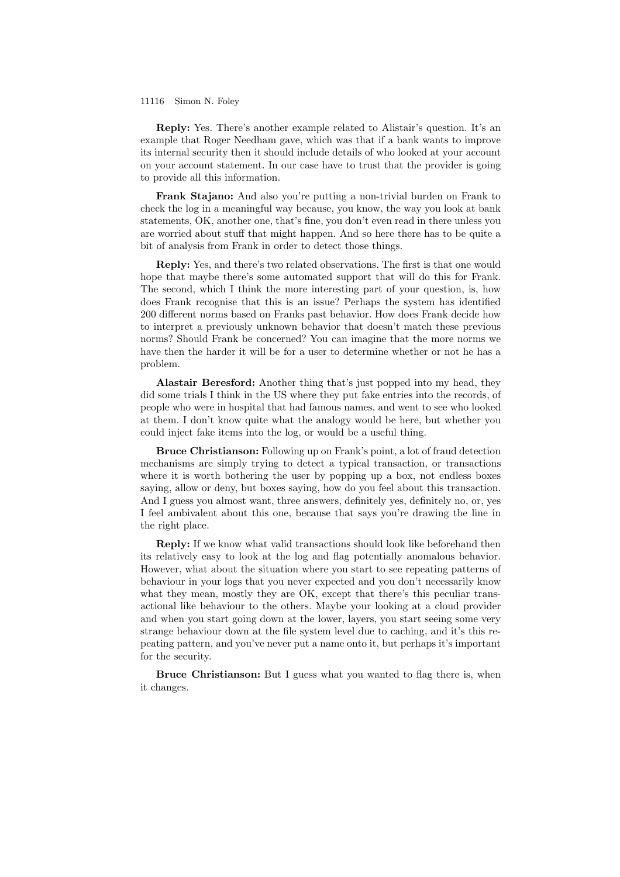**Reply:** Yes. There's another example related to Alistair's question. It's an example that Roger Needham gave, which was that if a bank wants to improve its internal security then it should include details of who looked at your account on your account statement. In our case have to trust that the provider is going to provide all this information.

**Frank Stajano:** And also you're putting a non-trivial burden on Frank to check the log in a meaningful way because, you know, the way you look at bank statements, OK, another one, that's fine, you don't even read in there unless you are worried about stuff that might happen. And so here there has to be quite a bit of analysis from Frank in order to detect those things.

**Reply:** Yes, and there's two related observations. The first is that one would hope that maybe there's some automated support that will do this for Frank. The second, which I think the more interesting part of your question, is, how does Frank recognise that this is an issue? Perhaps the system has identified 200 different norms based on Franks past behavior. How does Frank decide how to interpret a previously unknown behavior that doesn't match these previous norms? Should Frank be concerned? You can imagine that the more norms we have then the harder it will be for a user to determine whether or not he has a problem.

**Alastair Beresford:** Another thing that's just popped into my head, they did some trials I think in the US where they put fake entries into the records, of people who were in hospital that had famous names, and went to see who looked at them. I don't know quite what the analogy would be here, but whether you could inject fake items into the log, or would be a useful thing.

**Bruce Christianson:** Following up on Frank's point, a lot of fraud detection mechanisms are simply trying to detect a typical transaction, or transactions where it is worth bothering the user by popping up a box, not endless boxes saying, allow or deny, but boxes saying, how do you feel about this transaction. And I guess you almost want, three answers, definitely yes, definitely no, or, yes I feel ambivalent about this one, because that says you're drawing the line in the right place.

**Reply:** If we know what valid transactions should look like beforehand then its relatively easy to look at the log and flag potentially anomalous behavior. However, what about the situation where you start to see repeating patterns of behaviour in your logs that you never expected and you don't necessarily know what they mean, mostly they are OK, except that there's this peculiar transactional like behaviour to the others. Maybe your looking at a cloud provider and when you start going down at the lower, layers, you start seeing some very strange behaviour down at the file system level due to caching, and it's this repeating pattern, and you've never put a name onto it, but perhaps it's important for the security.

**Bruce Christianson:** But I guess what you wanted to flag there is, when it changes.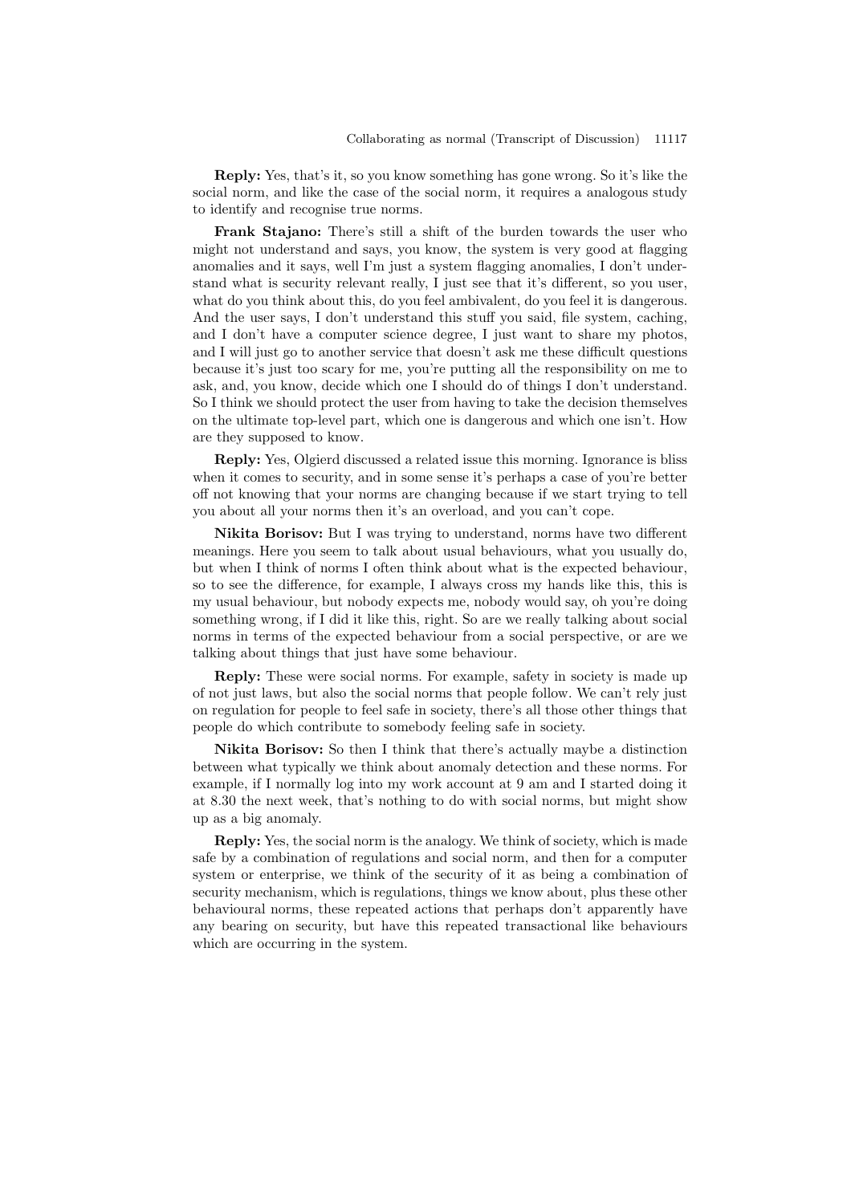**Reply:** Yes, that's it, so you know something has gone wrong. So it's like the social norm, and like the case of the social norm, it requires a analogous study to identify and recognise true norms.

**Frank Stajano:** There's still a shift of the burden towards the user who might not understand and says, you know, the system is very good at flagging anomalies and it says, well I'm just a system flagging anomalies, I don't understand what is security relevant really, I just see that it's different, so you user, what do you think about this, do you feel ambivalent, do you feel it is dangerous. And the user says, I don't understand this stuff you said, file system, caching, and I don't have a computer science degree, I just want to share my photos, and I will just go to another service that doesn't ask me these difficult questions because it's just too scary for me, you're putting all the responsibility on me to ask, and, you know, decide which one I should do of things I don't understand. So I think we should protect the user from having to take the decision themselves on the ultimate top-level part, which one is dangerous and which one isn't. How are they supposed to know.

**Reply:** Yes, Olgierd discussed a related issue this morning. Ignorance is bliss when it comes to security, and in some sense it's perhaps a case of you're better off not knowing that your norms are changing because if we start trying to tell you about all your norms then it's an overload, and you can't cope.

**Nikita Borisov:** But I was trying to understand, norms have two different meanings. Here you seem to talk about usual behaviours, what you usually do, but when I think of norms I often think about what is the expected behaviour, so to see the difference, for example, I always cross my hands like this, this is my usual behaviour, but nobody expects me, nobody would say, oh you're doing something wrong, if I did it like this, right. So are we really talking about social norms in terms of the expected behaviour from a social perspective, or are we talking about things that just have some behaviour.

**Reply:** These were social norms. For example, safety in society is made up of not just laws, but also the social norms that people follow. We can't rely just on regulation for people to feel safe in society, there's all those other things that people do which contribute to somebody feeling safe in society.

**Nikita Borisov:** So then I think that there's actually maybe a distinction between what typically we think about anomaly detection and these norms. For example, if I normally log into my work account at 9 am and I started doing it at 8.30 the next week, that's nothing to do with social norms, but might show up as a big anomaly.

**Reply:** Yes, the social norm is the analogy. We think of society, which is made safe by a combination of regulations and social norm, and then for a computer system or enterprise, we think of the security of it as being a combination of security mechanism, which is regulations, things we know about, plus these other behavioural norms, these repeated actions that perhaps don't apparently have any bearing on security, but have this repeated transactional like behaviours which are occurring in the system.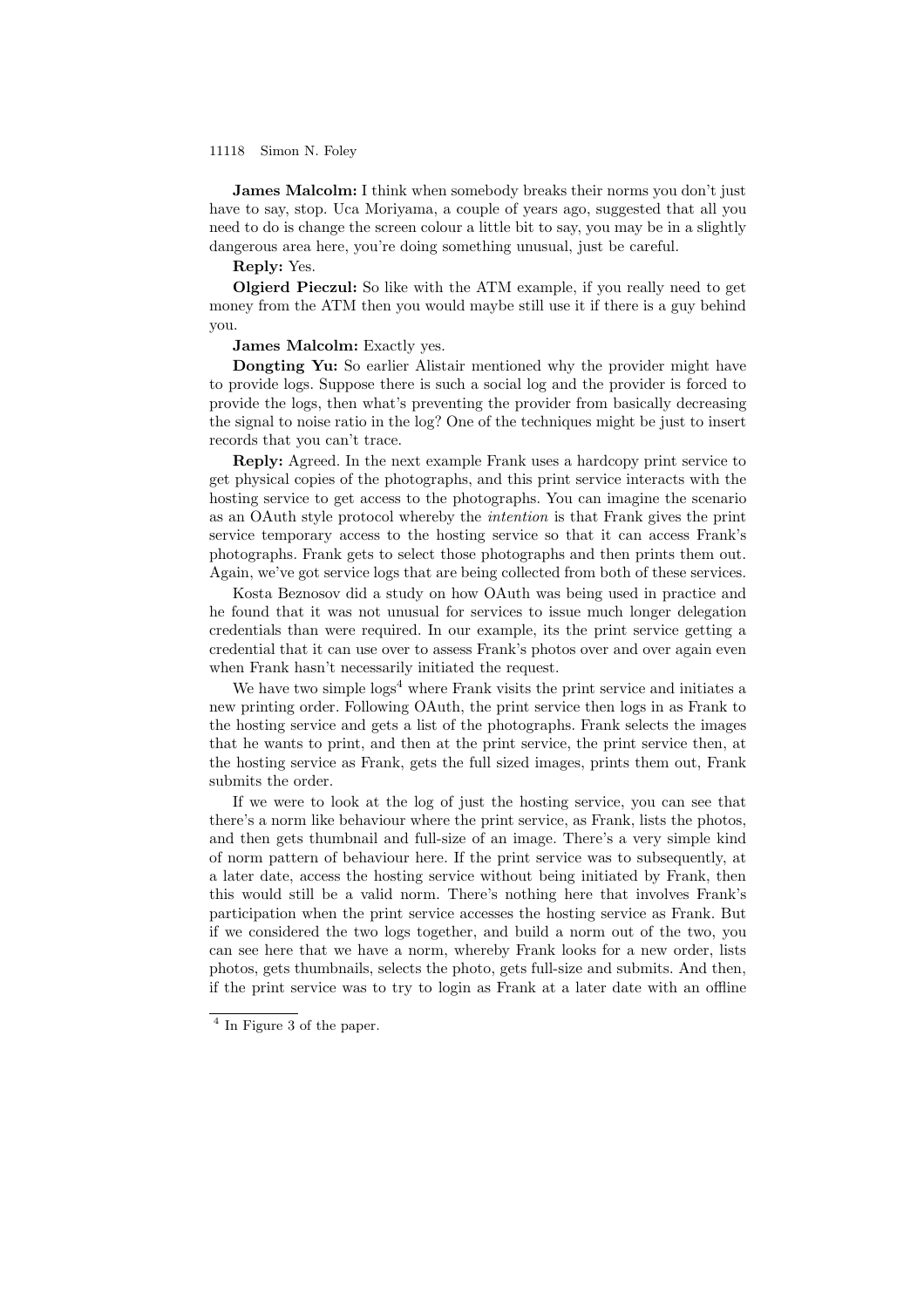**James Malcolm:** I think when somebody breaks their norms you don't just have to say, stop. Uca Moriyama, a couple of years ago, suggested that all you need to do is change the screen colour a little bit to say, you may be in a slightly dangerous area here, you're doing something unusual, just be careful.

**Reply:** Yes.

**Olgierd Pieczul:** So like with the ATM example, if you really need to get money from the ATM then you would maybe still use it if there is a guy behind you.

**James Malcolm:** Exactly yes.

**Dongting Yu:** So earlier Alistair mentioned why the provider might have to provide logs. Suppose there is such a social log and the provider is forced to provide the logs, then what's preventing the provider from basically decreasing the signal to noise ratio in the log? One of the techniques might be just to insert records that you can't trace.

**Reply:** Agreed. In the next example Frank uses a hardcopy print service to get physical copies of the photographs, and this print service interacts with the hosting service to get access to the photographs. You can imagine the scenario as an OAuth style protocol whereby the *intention* is that Frank gives the print service temporary access to the hosting service so that it can access Frank's photographs. Frank gets to select those photographs and then prints them out. Again, we've got service logs that are being collected from both of these services.

Kosta Beznosov did a study on how OAuth was being used in practice and he found that it was not unusual for services to issue much longer delegation credentials than were required. In our example, its the print service getting a credential that it can use over to assess Frank's photos over and over again even when Frank hasn't necessarily initiated the request.

We have two simple logs[4] where Frank visits the print service and initiates a new printing order. Following OAuth, the print service then logs in as Frank to the hosting service and gets a list of the photographs. Frank selects the images that he wants to print, and then at the print service, the print service then, at the hosting service as Frank, gets the full sized images, prints them out, Frank submits the order.

If we were to look at the log of just the hosting service, you can see that there's a norm like behaviour where the print service, as Frank, lists the photos, and then gets thumbnail and full-size of an image. There's a very simple kind of norm pattern of behaviour here. If the print service was to subsequently, at a later date, access the hosting service without being initiated by Frank, then this would still be a valid norm. There's nothing here that involves Frank's participation when the print service accesses the hosting service as Frank. But if we considered the two logs together, and build a norm out of the two, you can see here that we have a norm, whereby Frank looks for a new order, lists photos, gets thumbnails, selects the photo, gets full-size and submits. And then, if the print service was to try to login as Frank at a later date with an offline

[4] In Figure 3 of the paper.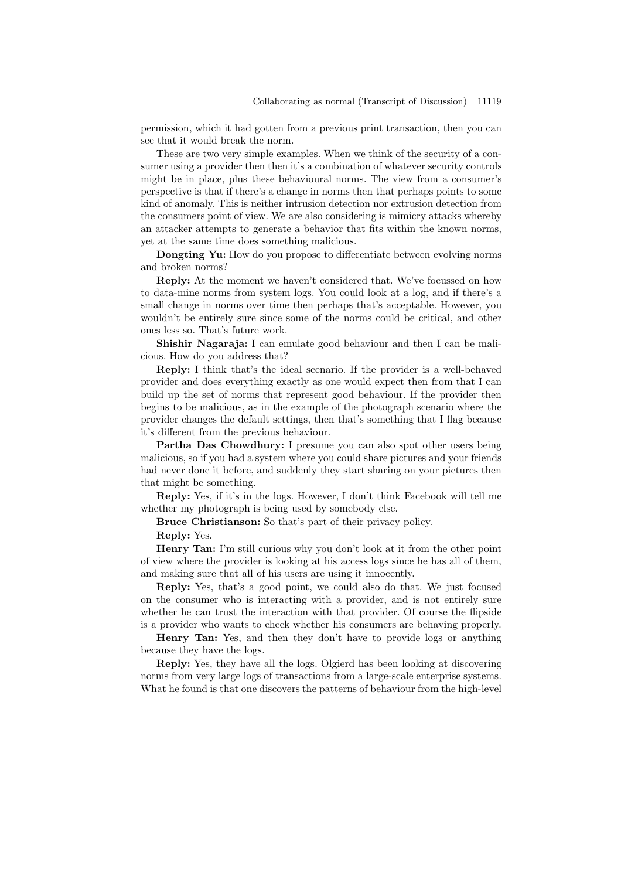permission, which it had gotten from a previous print transaction, then you can see that it would break the norm.

These are two very simple examples. When we think of the security of a consumer using a provider then then it's a combination of whatever security controls might be in place, plus these behavioural norms. The view from a consumer's perspective is that if there's a change in norms then that perhaps points to some kind of anomaly. This is neither intrusion detection nor extrusion detection from the consumers point of view. We are also considering is mimicry attacks whereby an attacker attempts to generate a behavior that fits within the known norms, yet at the same time does something malicious.

**Dongting Yu:** How do you propose to differentiate between evolving norms and broken norms?

**Reply:** At the moment we haven't considered that. We've focussed on how to data-mine norms from system logs. You could look at a log, and if there's a small change in norms over time then perhaps that's acceptable. However, you wouldn't be entirely sure since some of the norms could be critical, and other ones less so. That's future work.

**Shishir Nagaraja:** I can emulate good behaviour and then I can be malicious. How do you address that?

**Reply:** I think that's the ideal scenario. If the provider is a well-behaved provider and does everything exactly as one would expect then from that I can build up the set of norms that represent good behaviour. If the provider then begins to be malicious, as in the example of the photograph scenario where the provider changes the default settings, then that's something that I flag because it's different from the previous behaviour.

**Partha Das Chowdhury:** I presume you can also spot other users being malicious, so if you had a system where you could share pictures and your friends had never done it before, and suddenly they start sharing on your pictures then that might be something.

**Reply:** Yes, if it's in the logs. However, I don't think Facebook will tell me whether my photograph is being used by somebody else.

**Bruce Christianson:** So that's part of their privacy policy.

**Reply:** Yes.

**Henry Tan:** I'm still curious why you don't look at it from the other point of view where the provider is looking at his access logs since he has all of them, and making sure that all of his users are using it innocently.

**Reply:** Yes, that's a good point, we could also do that. We just focused on the consumer who is interacting with a provider, and is not entirely sure whether he can trust the interaction with that provider. Of course the flipside is a provider who wants to check whether his consumers are behaving properly.

**Henry Tan:** Yes, and then they don't have to provide logs or anything because they have the logs.

**Reply:** Yes, they have all the logs. Olgierd has been looking at discovering norms from very large logs of transactions from a large-scale enterprise systems. What he found is that one discovers the patterns of behaviour from the high-level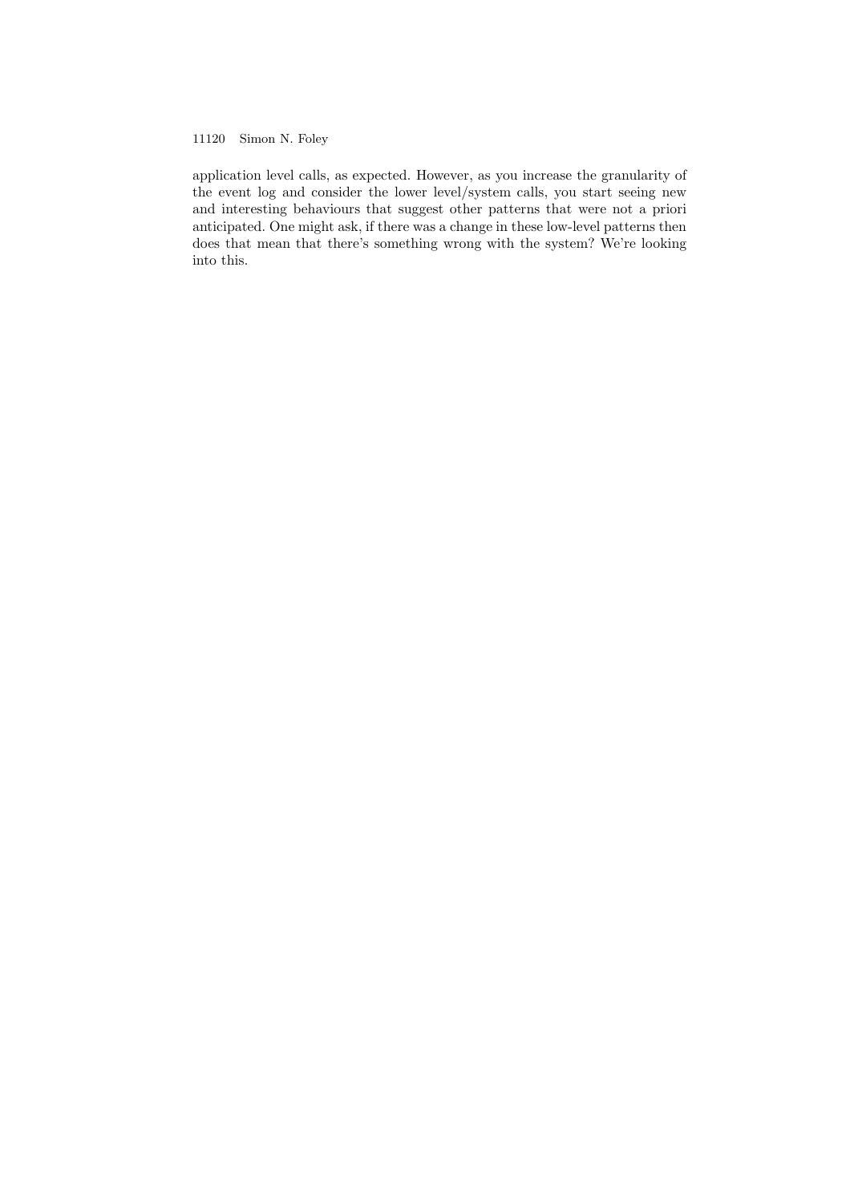application level calls, as expected. However, as you increase the granularity of the event log and consider the lower level/system calls, you start seeing new and interesting behaviours that suggest other patterns that were not a priori anticipated. One might ask, if there was a change in these low-level patterns then does that mean that there's something wrong with the system? We're looking into this.